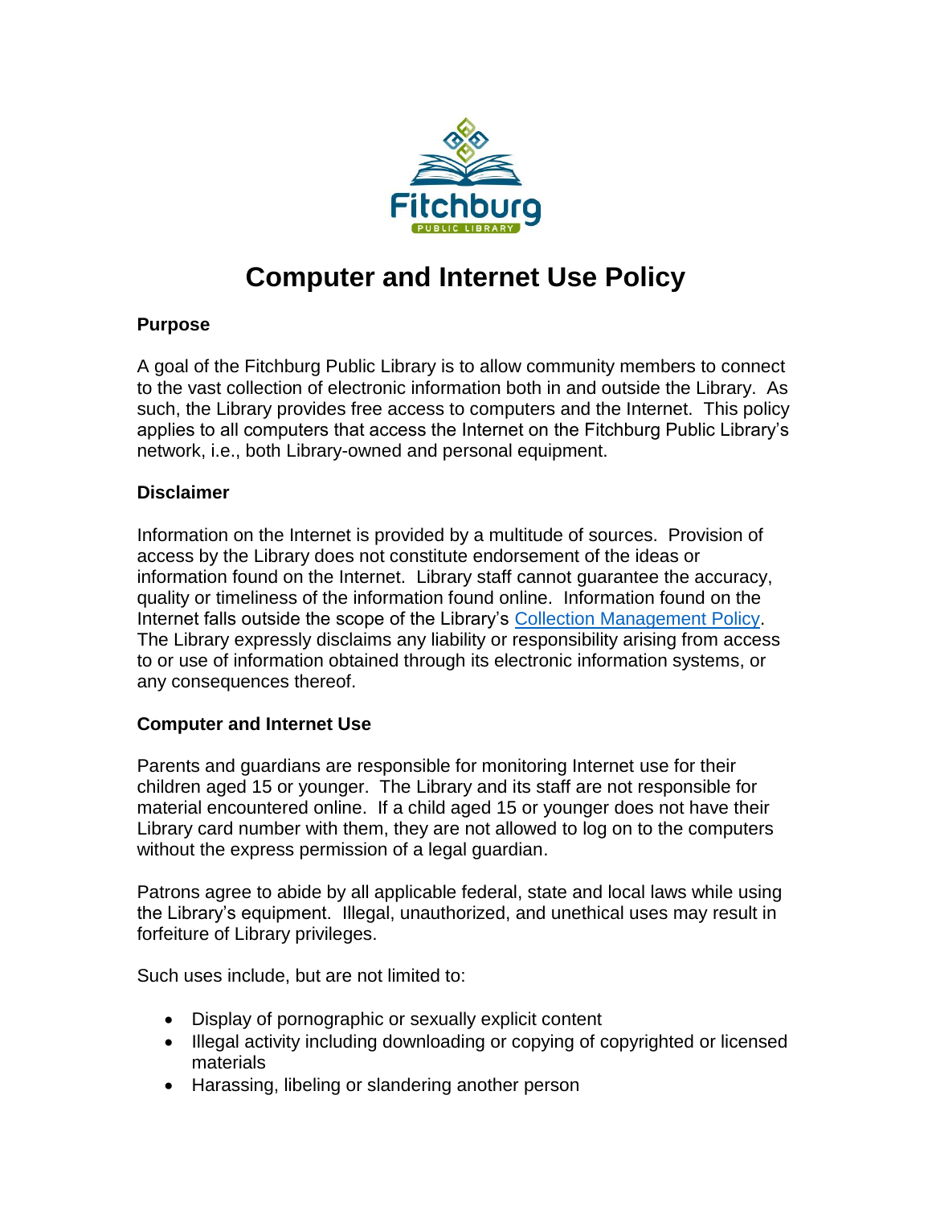# Computer and Internet Use Policy

## Purpose

A goal of the Fitchburg Public Library is to allow community members to connect to the vast collection of electronic information both in and outside the Library. As such, the Library provides free access to computers and the Internet. This policy applies to all computers that access the Internet on the Fitchburg Public Library's network, i.e., both Library-owned and personal equipment.

## Disclaimer

Information on the Internet is provided by a multitude of sources. Provision of access by the Library does not constitute endorsement of the ideas or information found on the Internet. Library staff cannot guarantee the accuracy, quality or timeliness of the information found online. Information found on the Internet falls outside the scope of the Library's Collection Management Policy. The Library expressly disclaims any liability or responsibility arising from access to or use of information obtained through its electronic information systems, or any consequences thereof.

## Computer and Internet Use

Parents and guardians are responsible for monitoring Internet use for their children aged 15 or younger. The Library and its staff are not responsible for material encountered online. If a child aged 15 or younger does not have their Library card number with them, they are not allowed to log on to the computers without the express permission of a legal guardian.

Patrons agree to abide by all applicable federal, state and local laws while using the Library's equipment. Illegal, unauthorized, and unethical uses may result in forfeiture of Library privileges.

Such uses include, but are not limited to:

- Display of pornographic or sexually explicit content
- Illegal activity including downloading or copying of copyrighted or licensed materials
- Harassing, libeling or slandering another person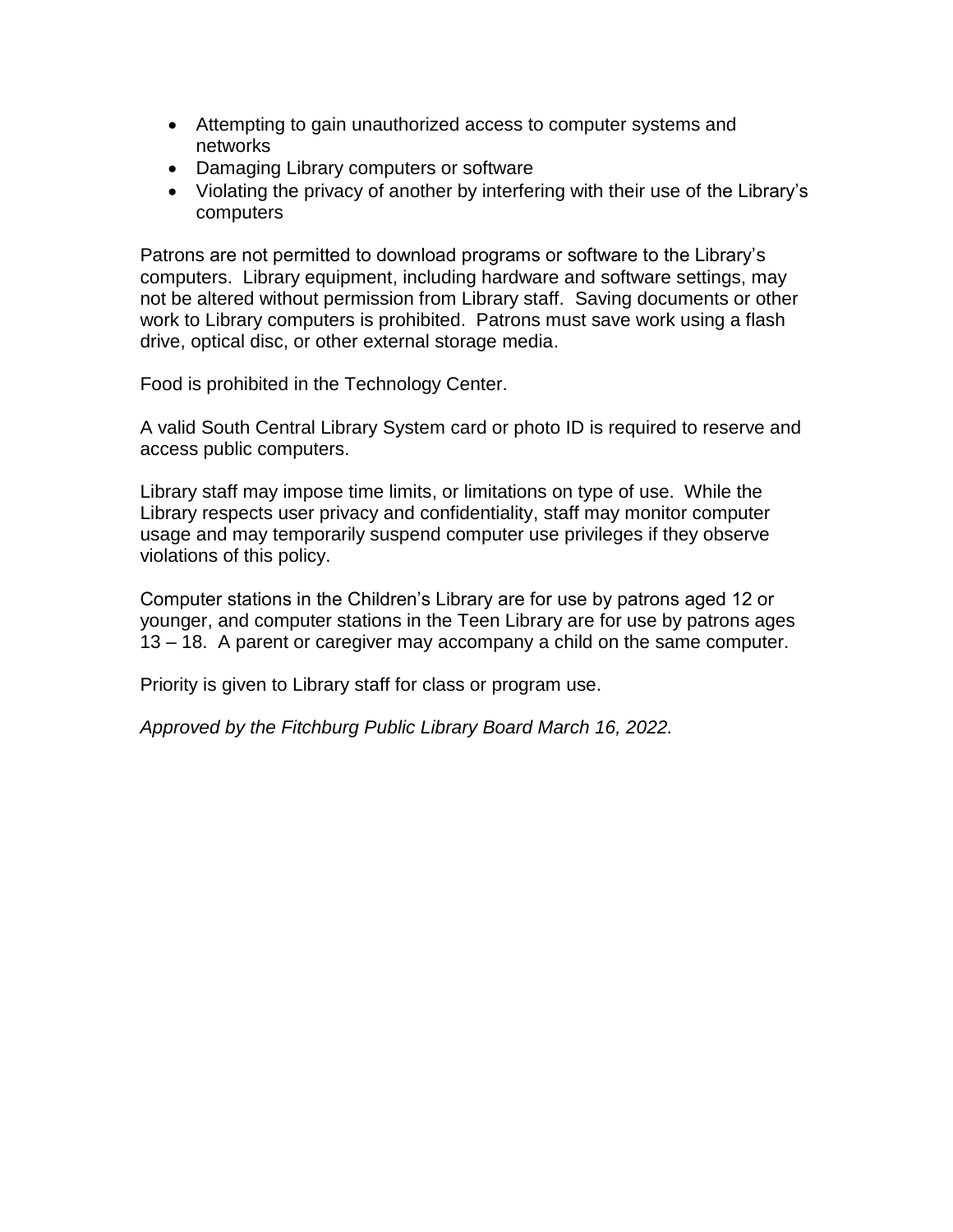- Attempting to gain unauthorized access to computer systems and networks
- Damaging Library computers or software
- Violating the privacy of another by interfering with their use of the Library's computers

Patrons are not permitted to download programs or software to the Library's computers. Library equipment, including hardware and software settings, may not be altered without permission from Library staff. Saving documents or other work to Library computers is prohibited. Patrons must save work using a flash drive, optical disc, or other external storage media.

Food is prohibited in the Technology Center.

A valid South Central Library System card or photo ID is required to reserve and access public computers.

Library staff may impose time limits, or limitations on type of use. While the Library respects user privacy and confidentiality, staff may monitor computer usage and may temporarily suspend computer use privileges if they observe violations of this policy.

Computer stations in the Children's Library are for use by patrons aged 12 or younger, and computer stations in the Teen Library are for use by patrons ages 13 – 18. A parent or caregiver may accompany a child on the same computer.

Priority is given to Library staff for class or program use.

*Approved by the Fitchburg Public Library Board March 16, 2022.*